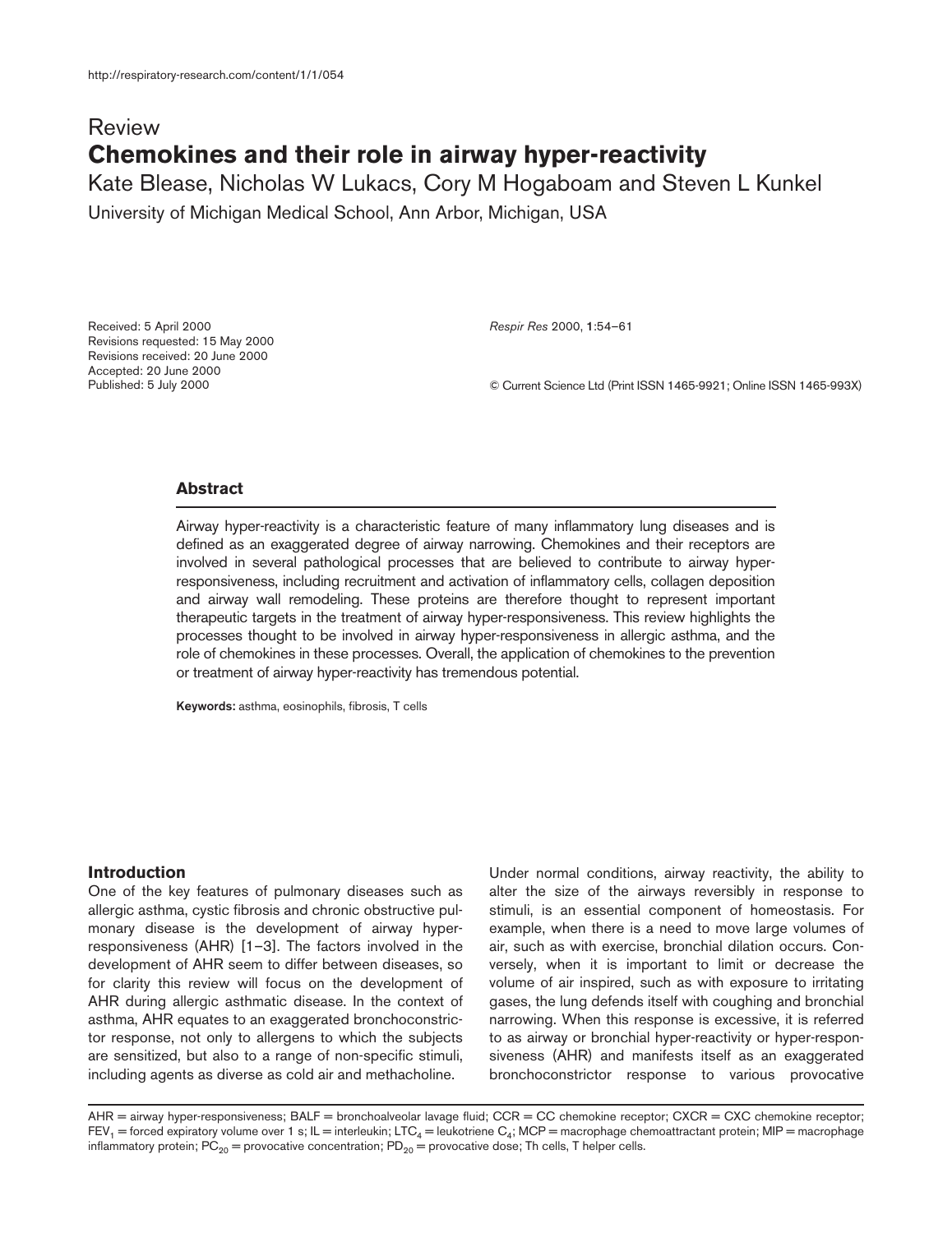http://respiratory-research.com/content/1/1/054

Review

# Chemokines and their role in airway hyper-reactivity

Kate Blease, Nicholas W Lukacs, Cory M Hogaboam and Steven L Kunkel

University of Michigan Medical School, Ann Arbor, Michigan, USA

Received: 5 April 2000
Revisions requested: 15 May 2000
Revisions received: 20 June 2000
Accepted: 20 June 2000
Published: 5 July 2000

*Respir Res* 2000, **1**:54–61

© Current Science Ltd (Print ISSN 1465-9921; Online ISSN 1465-993X)

## Abstract

Airway hyper-reactivity is a characteristic feature of many inflammatory lung diseases and is defined as an exaggerated degree of airway narrowing. Chemokines and their receptors are involved in several pathological processes that are believed to contribute to airway hyper-responsiveness, including recruitment and activation of inflammatory cells, collagen deposition and airway wall remodeling. These proteins are therefore thought to represent important therapeutic targets in the treatment of airway hyper-responsiveness. This review highlights the processes thought to be involved in airway hyper-responsiveness in allergic asthma, and the role of chemokines in these processes. Overall, the application of chemokines to the prevention or treatment of airway hyper-reactivity has tremendous potential.

**Keywords:** asthma, eosinophils, fibrosis, T cells

## Introduction

One of the key features of pulmonary diseases such as allergic asthma, cystic fibrosis and chronic obstructive pulmonary disease is the development of airway hyper-responsiveness (AHR) [1–3]. The factors involved in the development of AHR seem to differ between diseases, so for clarity this review will focus on the development of AHR during allergic asthmatic disease. In the context of asthma, AHR equates to an exaggerated bronchoconstrictor response, not only to allergens to which the subjects are sensitized, but also to a range of non-specific stimuli, including agents as diverse as cold air and methacholine.

Under normal conditions, airway reactivity, the ability to alter the size of the airways reversibly in response to stimuli, is an essential component of homeostasis. For example, when there is a need to move large volumes of air, such as with exercise, bronchial dilation occurs. Conversely, when it is important to limit or decrease the volume of air inspired, such as with exposure to irritating gases, the lung defends itself with coughing and bronchial narrowing. When this response is excessive, it is referred to as airway or bronchial hyper-reactivity or hyper-responsiveness (AHR) and manifests itself as an exaggerated bronchoconstrictor response to various provocative

AHR = airway hyper-responsiveness; BALF = bronchoalveolar lavage fluid; CCR = CC chemokine receptor; CXCR = CXC chemokine receptor; $FEV_1$ = forced expiratory volume over 1 s; IL = interleukin; $LTC_4$ = leukotriene $C_4$; MCP = macrophage chemoattractant protein; MIP = macrophage inflammatory protein; $PC_{20}$ = provocative concentration; $PD_{20}$ = provocative dose; Th cells, T helper cells.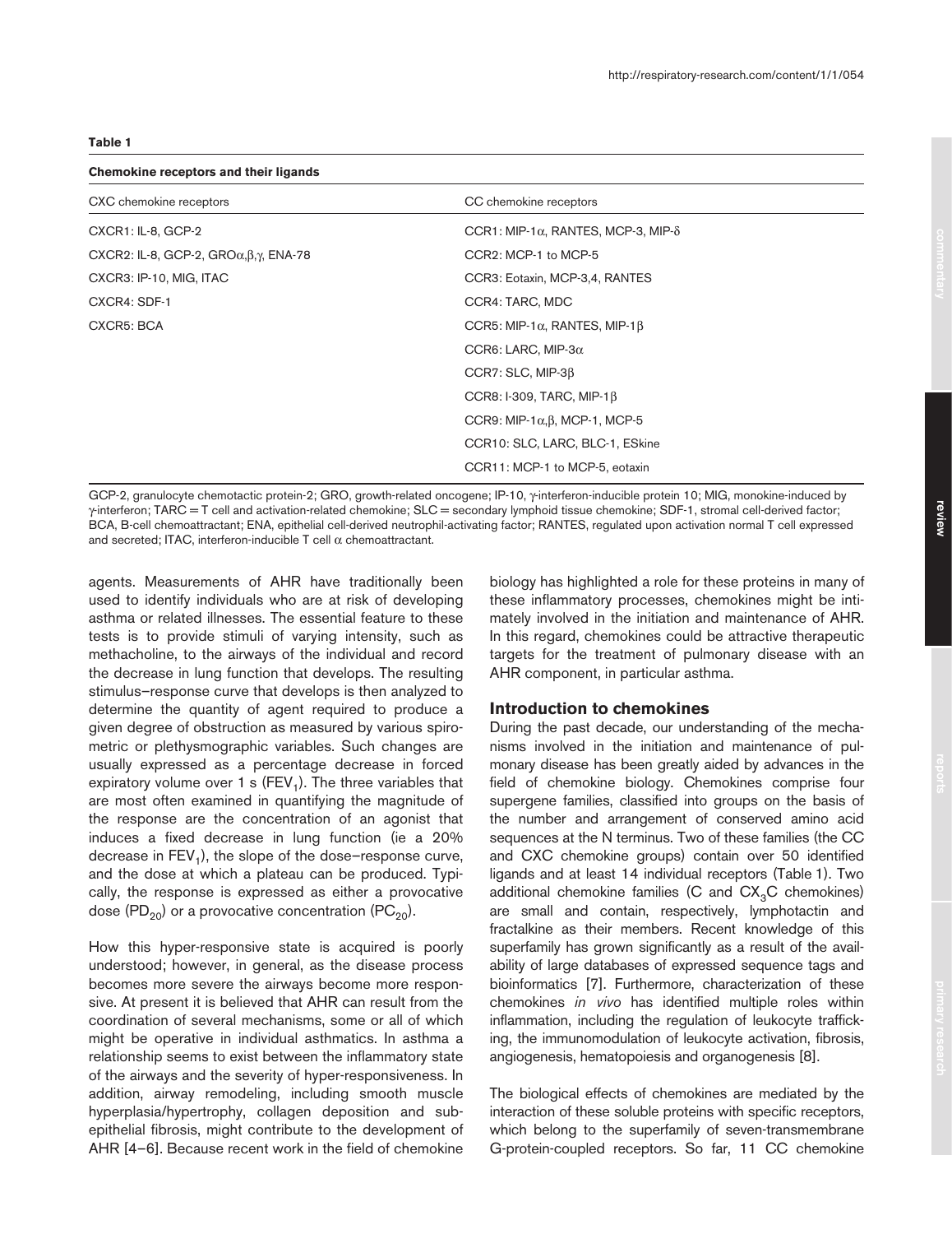**Table 1**

**Chemokine receptors and their ligands**

| CXC chemokine receptors | CC chemokine receptors |
|---|---|
| CXCR1: IL-8, GCP-2 | CCR1: MIP-1α, RANTES, MCP-3, MIP-δ |
| CXCR2: IL-8, GCP-2, GROα,β,γ, ENA-78 | CCR2: MCP-1 to MCP-5 |
| CXCR3: IP-10, MIG, ITAC | CCR3: Eotaxin, MCP-3,4, RANTES |
| CXCR4: SDF-1 | CCR4: TARC, MDC |
| CXCR5: BCA | CCR5: MIP-1α, RANTES, MIP-1β |
| | CCR6: LARC, MIP-3α |
| | CCR7: SLC, MIP-3β |
| | CCR8: I-309, TARC, MIP-1β |
| | CCR9: MIP-1α,β, MCP-1, MCP-5 |
| | CCR10: SLC, LARC, BLC-1, ESkine |
| | CCR11: MCP-1 to MCP-5, eotaxin |

GCP-2, granulocyte chemotactic protein-2; GRO, growth-related oncogene; IP-10, γ-interferon-inducible protein 10; MIG, monokine-induced by γ-interferon; TARC = T cell and activation-related chemokine; SLC = secondary lymphoid tissue chemokine; SDF-1, stromal cell-derived factor; BCA, B-cell chemoattractant; ENA, epithelial cell-derived neutrophil-activating factor; RANTES, regulated upon activation normal T cell expressed and secreted; ITAC, interferon-inducible T cell α chemoattractant.

agents. Measurements of AHR have traditionally been used to identify individuals who are at risk of developing asthma or related illnesses. The essential feature to these tests is to provide stimuli of varying intensity, such as methacholine, to the airways of the individual and record the decrease in lung function that develops. The resulting stimulus–response curve that develops is then analyzed to determine the quantity of agent required to produce a given degree of obstruction as measured by various spirometric or plethysmographic variables. Such changes are usually expressed as a percentage decrease in forced expiratory volume over 1 s ($FEV_1$). The three variables that are most often examined in quantifying the magnitude of the response are the concentration of an agonist that induces a fixed decrease in lung function (ie a 20% decrease in $FEV_1$), the slope of the dose–response curve, and the dose at which a plateau can be produced. Typically, the response is expressed as either a provocative dose ($PD_{20}$) or a provocative concentration ($PC_{20}$).

How this hyper-responsive state is acquired is poorly understood; however, in general, as the disease process becomes more severe the airways become more responsive. At present it is believed that AHR can result from the coordination of several mechanisms, some or all of which might be operative in individual asthmatics. In asthma a relationship seems to exist between the inflammatory state of the airways and the severity of hyper-responsiveness. In addition, airway remodeling, including smooth muscle hyperplasia/hypertrophy, collagen deposition and subepithelial fibrosis, might contribute to the development of AHR [4–6]. Because recent work in the field of chemokine biology has highlighted a role for these proteins in many of these inflammatory processes, chemokines might be intimately involved in the initiation and maintenance of AHR. In this regard, chemokines could be attractive therapeutic targets for the treatment of pulmonary disease with an AHR component, in particular asthma.

## Introduction to chemokines

During the past decade, our understanding of the mechanisms involved in the initiation and maintenance of pulmonary disease has been greatly aided by advances in the field of chemokine biology. Chemokines comprise four supergene families, classified into groups on the basis of the number and arrangement of conserved amino acid sequences at the N terminus. Two of these families (the CC and CXC chemokine groups) contain over 50 identified ligands and at least 14 individual receptors (Table 1). Two additional chemokine families (C and $CX_3C$ chemokines) are small and contain, respectively, lymphotactin and fractalkine as their members. Recent knowledge of this superfamily has grown significantly as a result of the availability of large databases of expressed sequence tags and bioinformatics [7]. Furthermore, characterization of these chemokines *in vivo* has identified multiple roles within inflammation, including the regulation of leukocyte trafficking, the immunomodulation of leukocyte activation, fibrosis, angiogenesis, hematopoiesis and organogenesis [8].

The biological effects of chemokines are mediated by the interaction of these soluble proteins with specific receptors, which belong to the superfamily of seven-transmembrane G-protein-coupled receptors. So far, 11 CC chemokine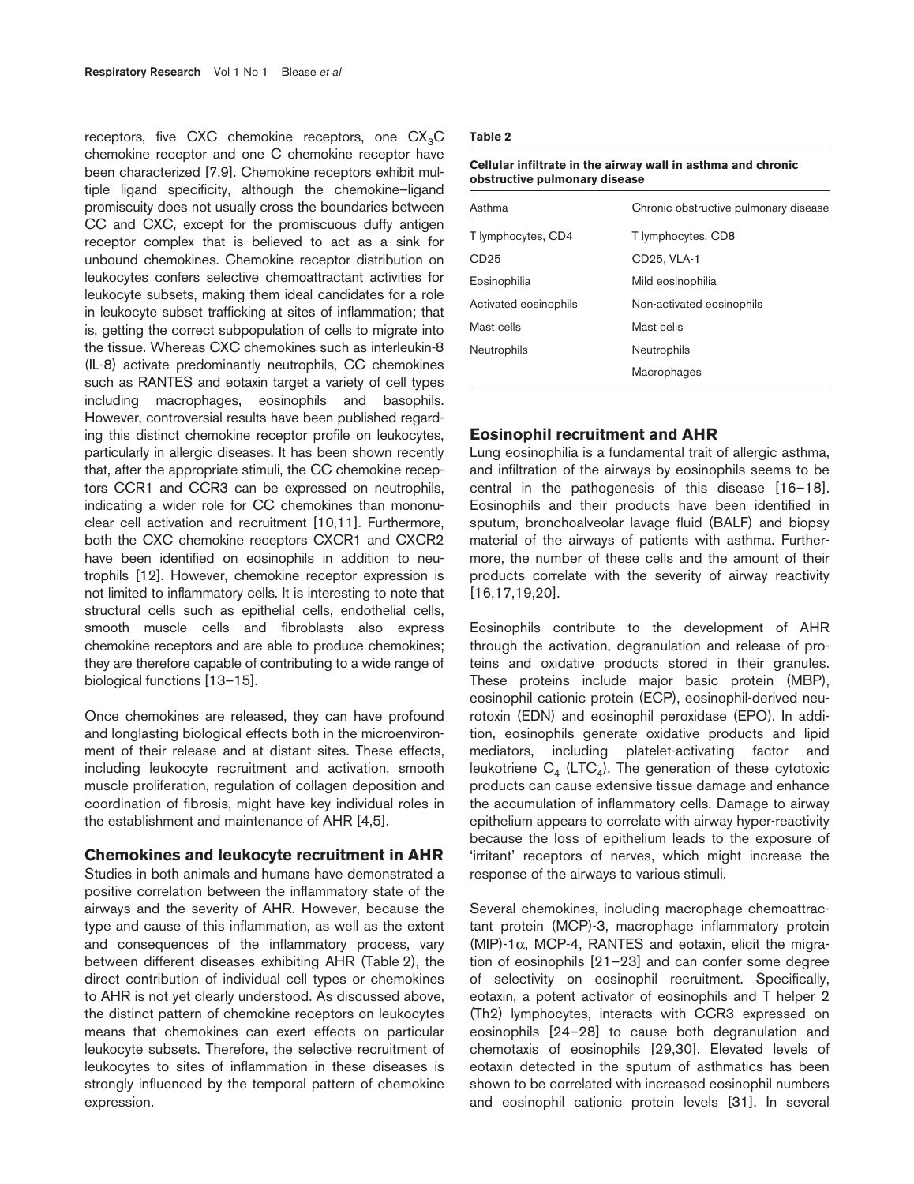receptors, five CXC chemokine receptors, one $CX_3C$ chemokine receptor and one C chemokine receptor have been characterized [7,9]. Chemokine receptors exhibit multiple ligand specificity, although the chemokine–ligand promiscuity does not usually cross the boundaries between CC and CXC, except for the promiscuous duffy antigen receptor complex that is believed to act as a sink for unbound chemokines. Chemokine receptor distribution on leukocytes confers selective chemoattractant activities for leukocyte subsets, making them ideal candidates for a role in leukocyte subset trafficking at sites of inflammation; that is, getting the correct subpopulation of cells to migrate into the tissue. Whereas CXC chemokines such as interleukin-8 (IL-8) activate predominantly neutrophils, CC chemokines such as RANTES and eotaxin target a variety of cell types including macrophages, eosinophils and basophils. However, controversial results have been published regarding this distinct chemokine receptor profile on leukocytes, particularly in allergic diseases. It has been shown recently that, after the appropriate stimuli, the CC chemokine receptors CCR1 and CCR3 can be expressed on neutrophils, indicating a wider role for CC chemokines than mononuclear cell activation and recruitment [10,11]. Furthermore, both the CXC chemokine receptors CXCR1 and CXCR2 have been identified on eosinophils in addition to neutrophils [12]. However, chemokine receptor expression is not limited to inflammatory cells. It is interesting to note that structural cells such as epithelial cells, endothelial cells, smooth muscle cells and fibroblasts also express chemokine receptors and are able to produce chemokines; they are therefore capable of contributing to a wide range of biological functions [13–15].

Once chemokines are released, they can have profound and longlasting biological effects both in the microenvironment of their release and at distant sites. These effects, including leukocyte recruitment and activation, smooth muscle proliferation, regulation of collagen deposition and coordination of fibrosis, might have key individual roles in the establishment and maintenance of AHR [4,5].

## Chemokines and leukocyte recruitment in AHR

Studies in both animals and humans have demonstrated a positive correlation between the inflammatory state of the airways and the severity of AHR. However, because the type and cause of this inflammation, as well as the extent and consequences of the inflammatory process, vary between different diseases exhibiting AHR (Table 2), the direct contribution of individual cell types or chemokines to AHR is not yet clearly understood. As discussed above, the distinct pattern of chemokine receptors on leukocytes means that chemokines can exert effects on particular leukocyte subsets. Therefore, the selective recruitment of leukocytes to sites of inflammation in these diseases is strongly influenced by the temporal pattern of chemokine expression.

**Table 2**

**Cellular infiltrate in the airway wall in asthma and chronic obstructive pulmonary disease**

| Asthma | Chronic obstructive pulmonary disease |
|---|---|
| T lymphocytes, CD4 | T lymphocytes, CD8 |
| CD25 | CD25, VLA-1 |
| Eosinophilia | Mild eosinophilia |
| Activated eosinophils | Non-activated eosinophils |
| Mast cells | Mast cells |
| Neutrophils | Neutrophils |
| | Macrophages |

## Eosinophil recruitment and AHR

Lung eosinophilia is a fundamental trait of allergic asthma, and infiltration of the airways by eosinophils seems to be central in the pathogenesis of this disease [16–18]. Eosinophils and their products have been identified in sputum, bronchoalveolar lavage fluid (BALF) and biopsy material of the airways of patients with asthma. Furthermore, the number of these cells and the amount of their products correlate with the severity of airway reactivity [16,17,19,20].

Eosinophils contribute to the development of AHR through the activation, degranulation and release of proteins and oxidative products stored in their granules. These proteins include major basic protein (MBP), eosinophil cationic protein (ECP), eosinophil-derived neurotoxin (EDN) and eosinophil peroxidase (EPO). In addition, eosinophils generate oxidative products and lipid mediators, including platelet-activating factor and leukotriene $C_4$ ($LTC_4$). The generation of these cytotoxic products can cause extensive tissue damage and enhance the accumulation of inflammatory cells. Damage to airway epithelium appears to correlate with airway hyper-reactivity because the loss of epithelium leads to the exposure of 'irritant' receptors of nerves, which might increase the response of the airways to various stimuli.

Several chemokines, including macrophage chemoattractant protein (MCP)-3, macrophage inflammatory protein (MIP)-1$\alpha$, MCP-4, RANTES and eotaxin, elicit the migration of eosinophils [21–23] and can confer some degree of selectivity on eosinophil recruitment. Specifically, eotaxin, a potent activator of eosinophils and T helper 2 (Th2) lymphocytes, interacts with CCR3 expressed on eosinophils [24–28] to cause both degranulation and chemotaxis of eosinophils [29,30]. Elevated levels of eotaxin detected in the sputum of asthmatics has been shown to be correlated with increased eosinophil numbers and eosinophil cationic protein levels [31]. In several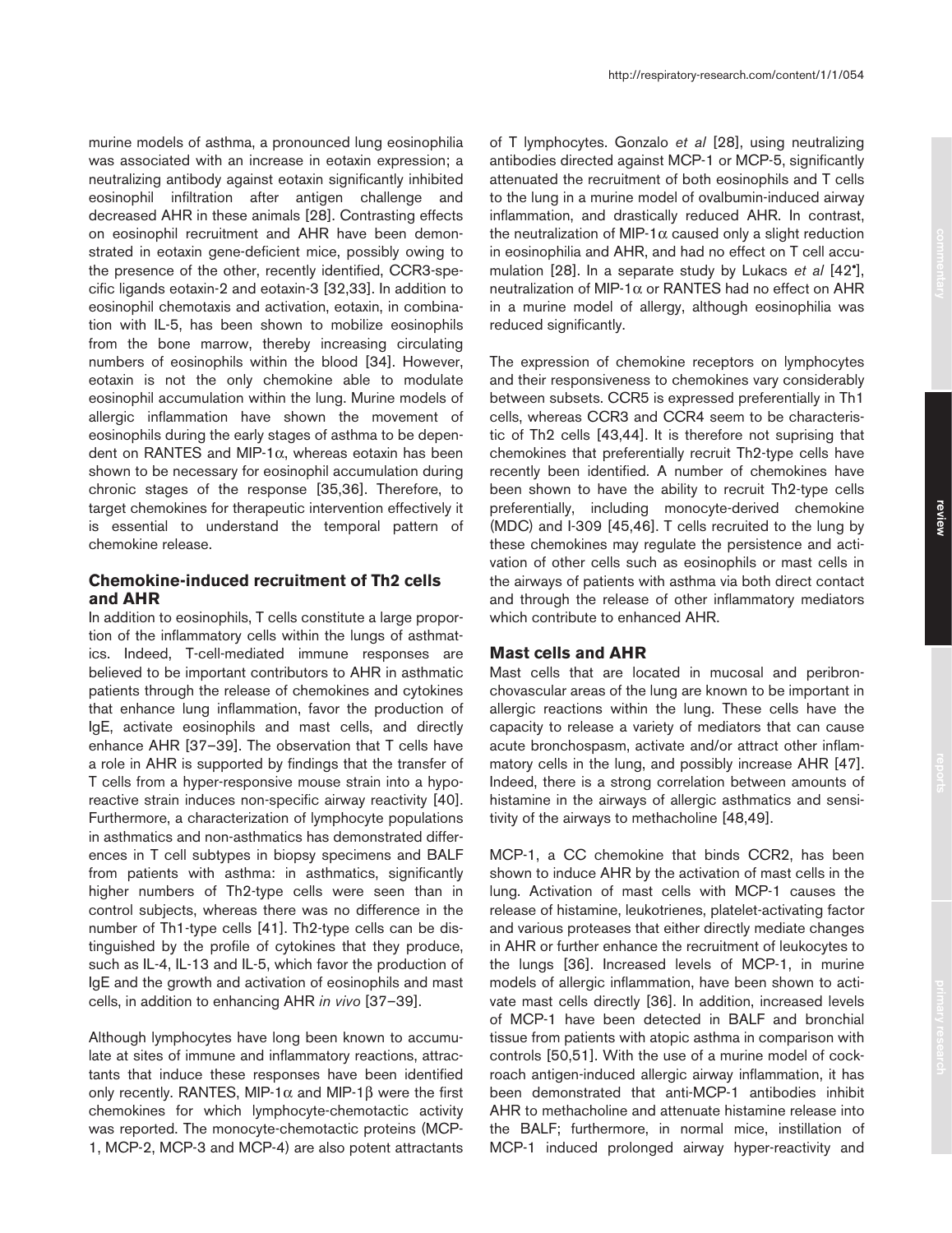murine models of asthma, a pronounced lung eosinophilia was associated with an increase in eotaxin expression; a neutralizing antibody against eotaxin significantly inhibited eosinophil infiltration after antigen challenge and decreased AHR in these animals [28]. Contrasting effects on eosinophil recruitment and AHR have been demonstrated in eotaxin gene-deficient mice, possibly owing to the presence of the other, recently identified, CCR3-specific ligands eotaxin-2 and eotaxin-3 [32,33]. In addition to eosinophil chemotaxis and activation, eotaxin, in combination with IL-5, has been shown to mobilize eosinophils from the bone marrow, thereby increasing circulating numbers of eosinophils within the blood [34]. However, eotaxin is not the only chemokine able to modulate eosinophil accumulation within the lung. Murine models of allergic inflammation have shown the movement of eosinophils during the early stages of asthma to be dependent on RANTES and MIP-1$\alpha$, whereas eotaxin has been shown to be necessary for eosinophil accumulation during chronic stages of the response [35,36]. Therefore, to target chemokines for therapeutic intervention effectively it is essential to understand the temporal pattern of chemokine release.

## Chemokine-induced recruitment of Th2 cells and AHR

In addition to eosinophils, T cells constitute a large proportion of the inflammatory cells within the lungs of asthmatics. Indeed, T-cell-mediated immune responses are believed to be important contributors to AHR in asthmatic patients through the release of chemokines and cytokines that enhance lung inflammation, favor the production of IgE, activate eosinophils and mast cells, and directly enhance AHR [37–39]. The observation that T cells have a role in AHR is supported by findings that the transfer of T cells from a hyper-responsive mouse strain into a hyporeactive strain induces non-specific airway reactivity [40]. Furthermore, a characterization of lymphocyte populations in asthmatics and non-asthmatics has demonstrated differences in T cell subtypes in biopsy specimens and BALF from patients with asthma: in asthmatics, significantly higher numbers of Th2-type cells were seen than in control subjects, whereas there was no difference in the number of Th1-type cells [41]. Th2-type cells can be distinguished by the profile of cytokines that they produce, such as IL-4, IL-13 and IL-5, which favor the production of IgE and the growth and activation of eosinophils and mast cells, in addition to enhancing AHR *in vivo* [37–39].

Although lymphocytes have long been known to accumulate at sites of immune and inflammatory reactions, attractants that induce these responses have been identified only recently. RANTES, MIP-1$\alpha$ and MIP-1$\beta$ were the first chemokines for which lymphocyte-chemotactic activity was reported. The monocyte-chemotactic proteins (MCP-1, MCP-2, MCP-3 and MCP-4) are also potent attractants of T lymphocytes. Gonzalo *et al* [28], using neutralizing antibodies directed against MCP-1 or MCP-5, significantly attenuated the recruitment of both eosinophils and T cells to the lung in a murine model of ovalbumin-induced airway inflammation, and drastically reduced AHR. In contrast, the neutralization of MIP-1$\alpha$ caused only a slight reduction in eosinophilia and AHR, and had no effect on T cell accumulation [28]. In a separate study by Lukacs *et al* [42•], neutralization of MIP-1$\alpha$ or RANTES had no effect on AHR in a murine model of allergy, although eosinophilia was reduced significantly.

The expression of chemokine receptors on lymphocytes and their responsiveness to chemokines vary considerably between subsets. CCR5 is expressed preferentially in Th1 cells, whereas CCR3 and CCR4 seem to be characteristic of Th2 cells [43,44]. It is therefore not suprising that chemokines that preferentially recruit Th2-type cells have recently been identified. A number of chemokines have been shown to have the ability to recruit Th2-type cells preferentially, including monocyte-derived chemokine (MDC) and I-309 [45,46]. T cells recruited to the lung by these chemokines may regulate the persistence and activation of other cells such as eosinophils or mast cells in the airways of patients with asthma via both direct contact and through the release of other inflammatory mediators which contribute to enhanced AHR.

## Mast cells and AHR

Mast cells that are located in mucosal and peribronchovascular areas of the lung are known to be important in allergic reactions within the lung. These cells have the capacity to release a variety of mediators that can cause acute bronchospasm, activate and/or attract other inflammatory cells in the lung, and possibly increase AHR [47]. Indeed, there is a strong correlation between amounts of histamine in the airways of allergic asthmatics and sensitivity of the airways to methacholine [48,49].

MCP-1, a CC chemokine that binds CCR2, has been shown to induce AHR by the activation of mast cells in the lung. Activation of mast cells with MCP-1 causes the release of histamine, leukotrienes, platelet-activating factor and various proteases that either directly mediate changes in AHR or further enhance the recruitment of leukocytes to the lungs [36]. Increased levels of MCP-1, in murine models of allergic inflammation, have been shown to activate mast cells directly [36]. In addition, increased levels of MCP-1 have been detected in BALF and bronchial tissue from patients with atopic asthma in comparison with controls [50,51]. With the use of a murine model of cockroach antigen-induced allergic airway inflammation, it has been demonstrated that anti-MCP-1 antibodies inhibit AHR to methacholine and attenuate histamine release into the BALF; furthermore, in normal mice, instillation of MCP-1 induced prolonged airway hyper-reactivity and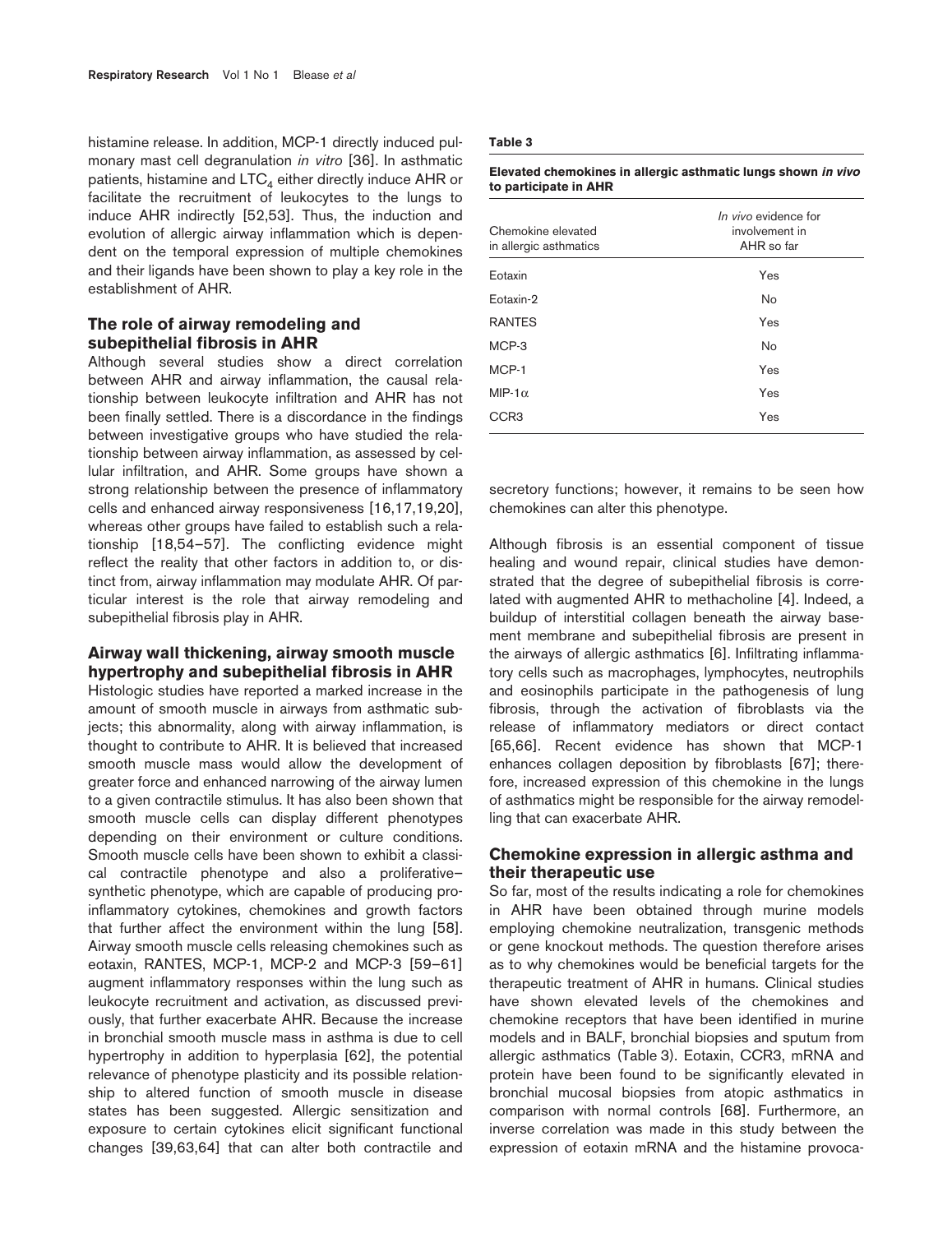histamine release. In addition, MCP-1 directly induced pulmonary mast cell degranulation *in vitro* [36]. In asthmatic patients, histamine and $LTC_4$ either directly induce AHR or facilitate the recruitment of leukocytes to the lungs to induce AHR indirectly [52,53]. Thus, the induction and evolution of allergic airway inflammation which is dependent on the temporal expression of multiple chemokines and their ligands have been shown to play a key role in the establishment of AHR.

## The role of airway remodeling and subepithelial fibrosis in AHR

Although several studies show a direct correlation between AHR and airway inflammation, the causal relationship between leukocyte infiltration and AHR has not been finally settled. There is a discordance in the findings between investigative groups who have studied the relationship between airway inflammation, as assessed by cellular infiltration, and AHR. Some groups have shown a strong relationship between the presence of inflammatory cells and enhanced airway responsiveness [16,17,19,20], whereas other groups have failed to establish such a relationship [18,54–57]. The conflicting evidence might reflect the reality that other factors in addition to, or distinct from, airway inflammation may modulate AHR. Of particular interest is the role that airway remodeling and subepithelial fibrosis play in AHR.

## Airway wall thickening, airway smooth muscle hypertrophy and subepithelial fibrosis in AHR

Histologic studies have reported a marked increase in the amount of smooth muscle in airways from asthmatic subjects; this abnormality, along with airway inflammation, is thought to contribute to AHR. It is believed that increased smooth muscle mass would allow the development of greater force and enhanced narrowing of the airway lumen to a given contractile stimulus. It has also been shown that smooth muscle cells can display different phenotypes depending on their environment or culture conditions. Smooth muscle cells have been shown to exhibit a classical contractile phenotype and also a proliferative–synthetic phenotype, which are capable of producing proinflammatory cytokines, chemokines and growth factors that further affect the environment within the lung [58]. Airway smooth muscle cells releasing chemokines such as eotaxin, RANTES, MCP-1, MCP-2 and MCP-3 [59–61] augment inflammatory responses within the lung such as leukocyte recruitment and activation, as discussed previously, that further exacerbate AHR. Because the increase in bronchial smooth muscle mass in asthma is due to cell hypertrophy in addition to hyperplasia [62], the potential relevance of phenotype plasticity and its possible relationship to altered function of smooth muscle in disease states has been suggested. Allergic sensitization and exposure to certain cytokines elicit significant functional changes [39,63,64] that can alter both contractile and secretory functions; however, it remains to be seen how chemokines can alter this phenotype.

**Table 3**

**Elevated chemokines in allergic asthmatic lungs shown *in vivo* to participate in AHR**

| Chemokine elevated in allergic asthmatics | *In vivo* evidence for involvement in AHR so far |
|---|---|
| Eotaxin | Yes |
| Eotaxin-2 | No |
| RANTES | Yes |
| MCP-3 | No |
| MCP-1 | Yes |
| MIP-1$\alpha$ | Yes |
| CCR3 | Yes |

Although fibrosis is an essential component of tissue healing and wound repair, clinical studies have demonstrated that the degree of subepithelial fibrosis is correlated with augmented AHR to methacholine [4]. Indeed, a buildup of interstitial collagen beneath the airway basement membrane and subepithelial fibrosis are present in the airways of allergic asthmatics [6]. Infiltrating inflammatory cells such as macrophages, lymphocytes, neutrophils and eosinophils participate in the pathogenesis of lung fibrosis, through the activation of fibroblasts via the release of inflammatory mediators or direct contact [65,66]. Recent evidence has shown that MCP-1 enhances collagen deposition by fibroblasts [67]; therefore, increased expression of this chemokine in the lungs of asthmatics might be responsible for the airway remodelling that can exacerbate AHR.

## Chemokine expression in allergic asthma and their therapeutic use

So far, most of the results indicating a role for chemokines in AHR have been obtained through murine models employing chemokine neutralization, transgenic methods or gene knockout methods. The question therefore arises as to why chemokines would be beneficial targets for the therapeutic treatment of AHR in humans. Clinical studies have shown elevated levels of the chemokines and chemokine receptors that have been identified in murine models and in BALF, bronchial biopsies and sputum from allergic asthmatics (Table 3). Eotaxin, CCR3, mRNA and protein have been found to be significantly elevated in bronchial mucosal biopsies from atopic asthmatics in comparison with normal controls [68]. Furthermore, an inverse correlation was made in this study between the expression of eotaxin mRNA and the histamine provoca-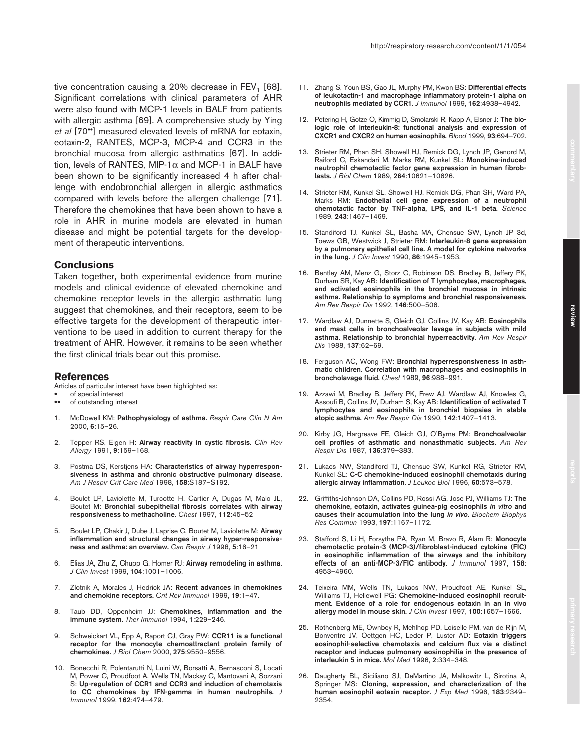tive concentration causing a 20% decrease in $FEV_1$ [68]. Significant correlations with clinical parameters of AHR were also found with MCP-1 levels in BALF from patients with allergic asthma [69]. A comprehensive study by Ying *et al* [70••] measured elevated levels of mRNA for eotaxin, eotaxin-2, RANTES, MCP-3, MCP-4 and CCR3 in the bronchial mucosa from allergic asthmatics [67]. In addition, levels of RANTES, MIP-1$\alpha$ and MCP-1 in BALF have been shown to be significantly increased 4 h after challenge with endobronchial allergen in allergic asthmatics compared with levels before the allergen challenge [71]. Therefore the chemokines that have been shown to have a role in AHR in murine models are elevated in human disease and might be potential targets for the development of therapeutic interventions.

## Conclusions

Taken together, both experimental evidence from murine models and clinical evidence of elevated chemokine and chemokine receptor levels in the allergic asthmatic lung suggest that chemokines, and their receptors, seem to be effective targets for the development of therapeutic interventions to be used in addition to current therapy for the treatment of AHR. However, it remains to be seen whether the first clinical trials bear out this promise.

## References

Articles of particular interest have been highlighted as:
- • of special interest
- •• of outstanding interest

1. McDowell KM: **Pathophysiology of asthma.** *Respir Care Clin N Am* 2000, **6**:15–26.
2. Tepper RS, Eigen H: **Airway reactivity in cystic fibrosis.** *Clin Rev Allergy* 1991, **9**:159–168.
3. Postma DS, Kerstjens HA: **Characteristics of airway hyperresponsiveness in asthma and chronic obstructive pulmonary disease.** *Am J Respir Crit Care Med* 1998, **158**:S187–S192.
4. Boulet LP, Laviolette M, Turcotte H, Cartier A, Dugas M, Malo JL, Boutet M: **Bronchial subepithelial fibrosis correlates with airway responsiveness to methacholine.** *Chest* 1997, **112**:45–52
5. Boulet LP, Chakir J, Dube J, Laprise C, Boutet M, Laviolette M: **Airway inflammation and structural changes in airway hyper-responsiveness and asthma: an overview.** *Can Respir J* 1998, **5**:16–21
6. Elias JA, Zhu Z, Chupp G, Homer RJ: **Airway remodeling in asthma.** *J Clin Invest* 1999, **104**:1001–1006.
7. Zlotnik A, Morales J, Hedrick JA: **Recent advances in chemokines and chemokine receptors.** *Crit Rev Immunol* 1999, **19**:1–47.
8. Taub DD, Oppenheim JJ: **Chemokines, inflammation and the immune system.** *Ther Immunol* 1994, **1**:229–246.
9. Schweickart VL, Epp A, Raport CJ, Gray PW: **CCR11 is a functional receptor for the monocyte chemoattractant protein family of chemokines.** *J Biol Chem* 2000, **275**:9550–9556.
10. Bonecchi R, Polentarutti N, Luini W, Borsatti A, Bernasconi S, Locati M, Power C, Proudfoot A, Wells TN, Mackay C, Mantovani A, Sozzani S: **Up-regulation of CCR1 and CCR3 and induction of chemotaxis to CC chemokines by IFN-gamma in human neutrophils.** *J Immunol* 1999, **162**:474–479.
11. Zhang S, Youn BS, Gao JL, Murphy PM, Kwon BS: **Differential effects of leukotactin-1 and macrophage inflammatory protein-1 alpha on neutrophils mediated by CCR1.** *J Immunol* 1999, **162**:4938–4942.
12. Petering H, Gotze O, Kimmig D, Smolarski R, Kapp A, Elsner J: **The biologic role of interleukin-8: functional analysis and expression of CXCR1 and CXCR2 on human eosinophils.** *Blood* 1999, **93**:694–702.
13. Strieter RM, Phan SH, Showell HJ, Remick DG, Lynch JP, Genord M, Raiford C, Eskandari M, Marks RM, Kunkel SL: **Monokine-induced neutrophil chemotactic factor gene expression in human fibroblasts.** *J Biol Chem* 1989, **264**:10621–10626.
14. Strieter RM, Kunkel SL, Showell HJ, Remick DG, Phan SH, Ward PA, Marks RM: **Endothelial cell gene expression of a neutrophil chemotactic factor by TNF-alpha, LPS, and IL-1 beta.** *Science* 1989, **243**:1467–1469.
15. Standiford TJ, Kunkel SL, Basha MA, Chensue SW, Lynch JP 3d, Toews GB, Westwick J, Strieter RM: **Interleukin-8 gene expression by a pulmonary epithelial cell line. A model for cytokine networks in the lung.** *J Clin Invest* 1990, **86**:1945–1953.
16. Bentley AM, Menz G, Storz C, Robinson DS, Bradley B, Jeffery PK, Durham SR, Kay AB: **Identification of T lymphocytes, macrophages, and activated eosinophils in the bronchial mucosa in intrinsic asthma. Relationship to symptoms and bronchial responsiveness.** *Am Rev Respir Dis* 1992, **146**:500–506.
17. Wardlaw AJ, Dunnette S, Gleich GJ, Collins JV, Kay AB: **Eosinophils and mast cells in bronchoalveolar lavage in subjects with mild asthma. Relationship to bronchial hyperreactivity.** *Am Rev Respir Dis* 1988, **137**:62–69.
18. Ferguson AC, Wong FW: **Bronchial hyperresponsiveness in asthmatic children. Correlation with macrophages and eosinophils in broncholavage fluid.** *Chest* 1989, **96**:988–991.
19. Azzawi M, Bradley B, Jeffery PK, Frew AJ, Wardlaw AJ, Knowles G, Assoufi B, Collins JV, Durham S, Kay AB: **Identification of activated T lymphocytes and eosinophils in bronchial biopsies in stable atopic asthma.** *Am Rev Respir Dis* 1990, **142**:1407–1413.
20. Kirby JG, Hargreave FE, Gleich GJ, O'Byrne PM: **Bronchoalveolar cell profiles of asthmatic and nonasthmatic subjects.** *Am Rev Respir Dis* 1987, **136**:379–383.
21. Lukacs NW, Standiford TJ, Chensue SW, Kunkel RG, Strieter RM, Kunkel SL: **C-C chemokine-induced eosinophil chemotaxis during allergic airway inflammation.** *J Leukoc Biol* 1996, **60**:573–578.
22. Griffiths-Johnson DA, Collins PD, Rossi AG, Jose PJ, Williams TJ: **The chemokine, eotaxin, activates guinea-pig eosinophils *in vitro* and causes their accumulation into the lung *in vivo*.** *Biochem Biophys Res Commun* 1993, **197**:1167–1172.
23. Stafford S, Li H, Forsythe PA, Ryan M, Bravo R, Alam R: **Monocyte chemotactic protein-3 (MCP-3)/fibroblast-induced cytokine (FIC) in eosinophilic inflammation of the airways and the inhibitory effects of an anti-MCP-3/FIC antibody.** *J Immunol* 1997, **158**: 4953–4960.
24. Teixeira MM, Wells TN, Lukacs NW, Proudfoot AE, Kunkel SL, Williams TJ, Hellewell PG: **Chemokine-induced eosinophil recruitment. Evidence of a role for endogenous eotaxin in an in vivo allergy model in mouse skin.** *J Clin Invest* 1997, **100**:1657–1666.
25. Rothenberg ME, Ownbey R, Mehlhop PD, Loiselle PM, van de Rijn M, Bonventre JV, Oettgen HC, Leder P, Luster AD: **Eotaxin triggers eosinophil-selective chemotaxis and calcium flux via a distinct receptor and induces pulmonary eosinophilia in the presence of interleukin 5 in mice.** *Mol Med* 1996, **2**:334–348.
26. Daugherty BL, Siciliano SJ, DeMartino JA, Malkowitz L, Sirotina A, Springer MS: **Cloning, expression, and characterization of the human eosinophil eotaxin receptor.** *J Exp Med* 1996, **183**:2349–2354.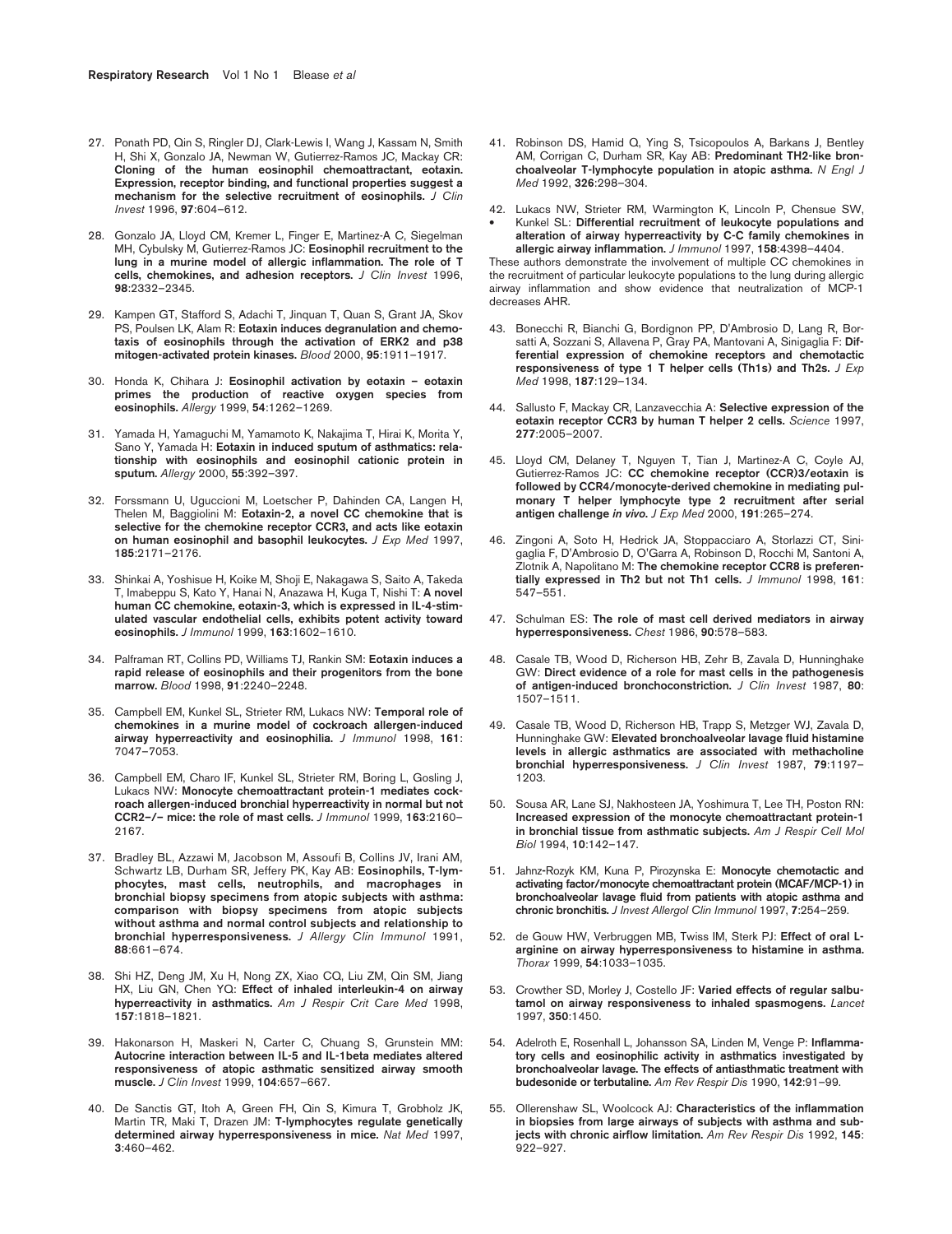27. Ponath PD, Qin S, Ringler DJ, Clark-Lewis I, Wang J, Kassam N, Smith H, Shi X, Gonzalo JA, Newman W, Gutierrez-Ramos JC, Mackay CR: **Cloning of the human eosinophil chemoattractant, eotaxin. Expression, receptor binding, and functional properties suggest a mechanism for the selective recruitment of eosinophils.** *J Clin Invest* 1996, **97**:604–612.

28. Gonzalo JA, Lloyd CM, Kremer L, Finger E, Martinez-A C, Siegelman MH, Cybulsky M, Gutierrez-Ramos JC: **Eosinophil recruitment to the lung in a murine model of allergic inflammation. The role of T cells, chemokines, and adhesion receptors.** *J Clin Invest* 1996, **98**:2332–2345.

29. Kampen GT, Stafford S, Adachi T, Jinquan T, Quan S, Grant JA, Skov PS, Poulsen LK, Alam R: **Eotaxin induces degranulation and chemotaxis of eosinophils through the activation of ERK2 and p38 mitogen-activated protein kinases.** *Blood* 2000, **95**:1911–1917.

30. Honda K, Chihara J: **Eosinophil activation by eotaxin – eotaxin primes the production of reactive oxygen species from eosinophils.** *Allergy* 1999, **54**:1262–1269.

31. Yamada H, Yamaguchi M, Yamamoto K, Nakajima T, Hirai K, Morita Y, Sano Y, Yamada H: **Eotaxin in induced sputum of asthmatics: relationship with eosinophils and eosinophil cationic protein in sputum.** *Allergy* 2000, **55**:392–397.

32. Forssmann U, Uguccioni M, Loetscher P, Dahinden CA, Langen H, Thelen M, Baggiolini M: **Eotaxin-2, a novel CC chemokine that is selective for the chemokine receptor CCR3, and acts like eotaxin on human eosinophil and basophil leukocytes.** *J Exp Med* 1997, **185**:2171–2176.

33. Shinkai A, Yoshisue H, Koike M, Shoji E, Nakagawa S, Saito A, Takeda T, Imabeppu S, Kato Y, Hanai N, Anazawa H, Kuga T, Nishi T: **A novel human CC chemokine, eotaxin-3, which is expressed in IL-4-stimulated vascular endothelial cells, exhibits potent activity toward eosinophils.** *J Immunol* 1999, **163**:1602–1610.

34. Palframan RT, Collins PD, Williams TJ, Rankin SM: **Eotaxin induces a rapid release of eosinophils and their progenitors from the bone marrow.** *Blood* 1998, **91**:2240–2248.

35. Campbell EM, Kunkel SL, Strieter RM, Lukacs NW: **Temporal role of chemokines in a murine model of cockroach allergen-induced airway hyperreactivity and eosinophilia.** *J Immunol* 1998, **161**: 7047–7053.

36. Campbell EM, Charo IF, Kunkel SL, Strieter RM, Boring L, Gosling J, Lukacs NW: **Monocyte chemoattractant protein-1 mediates cockroach allergen-induced bronchial hyperreactivity in normal but not CCR2–/– mice: the role of mast cells.** *J Immunol* 1999, **163**:2160–2167.

37. Bradley BL, Azzawi M, Jacobson M, Assoufi B, Collins JV, Irani AM, Schwartz LB, Durham SR, Jeffery PK, Kay AB: **Eosinophils, T-lymphocytes, mast cells, neutrophils, and macrophages in bronchial biopsy specimens from atopic subjects with asthma: comparison with biopsy specimens from atopic subjects without asthma and normal control subjects and relationship to bronchial hyperresponsiveness.** *J Allergy Clin Immunol* 1991, **88**:661–674.

38. Shi HZ, Deng JM, Xu H, Nong ZX, Xiao CQ, Liu ZM, Qin SM, Jiang HX, Liu GN, Chen YQ: **Effect of inhaled interleukin-4 on airway hyperreactivity in asthmatics.** *Am J Respir Crit Care Med* 1998, **157**:1818–1821.

39. Hakonarson H, Maskeri N, Carter C, Chuang S, Grunstein MM: **Autocrine interaction between IL-5 and IL-1beta mediates altered responsiveness of atopic asthmatic sensitized airway smooth muscle.** *J Clin Invest* 1999, **104**:657–667.

40. De Sanctis GT, Itoh A, Green FH, Qin S, Kimura T, Grobholz JK, Martin TR, Maki T, Drazen JM: **T-lymphocytes regulate genetically determined airway hyperresponsiveness in mice.** *Nat Med* 1997, **3**:460–462.

41. Robinson DS, Hamid Q, Ying S, Tsicopoulos A, Barkans J, Bentley AM, Corrigan C, Durham SR, Kay AB: **Predominant TH2-like bronchoalveolar T-lymphocyte population in atopic asthma.** *N Engl J Med* 1992, **326**:298–304.

42. • Lukacs NW, Strieter RM, Warmington K, Lincoln P, Chensue SW, Kunkel SL: **Differential recruitment of leukocyte populations and alteration of airway hyperreactivity by C-C family chemokines in allergic airway inflammation.** *J Immunol* 1997, **158**:4398–4404.
These authors demonstrate the involvement of multiple CC chemokines in the recruitment of particular leukocyte populations to the lung during allergic airway inflammation and show evidence that neutralization of MCP-1 decreases AHR.

43. Bonecchi R, Bianchi G, Bordignon PP, D'Ambrosio D, Lang R, Borsatti A, Sozzani S, Allavena P, Gray PA, Mantovani A, Sinigaglia F: **Differential expression of chemokine receptors and chemotactic responsiveness of type 1 T helper cells (Th1s) and Th2s.** *J Exp Med* 1998, **187**:129–134.

44. Sallusto F, Mackay CR, Lanzavecchia A: **Selective expression of the eotaxin receptor CCR3 by human T helper 2 cells.** *Science* 1997, **277**:2005–2007.

45. Lloyd CM, Delaney T, Nguyen T, Tian J, Martinez-A C, Coyle AJ, Gutierrez-Ramos JC: **CC chemokine receptor (CCR)3/eotaxin is followed by CCR4/monocyte-derived chemokine in mediating pulmonary T helper lymphocyte type 2 recruitment after serial antigen challenge *in vivo*.** *J Exp Med* 2000, **191**:265–274.

46. Zingoni A, Soto H, Hedrick JA, Stoppacciaro A, Storlazzi CT, Sinigaglia F, D'Ambrosio D, O'Garra A, Robinson D, Rocchi M, Santoni A, Zlotnik A, Napolitano M: **The chemokine receptor CCR8 is preferentially expressed in Th2 but not Th1 cells.** *J Immunol* 1998, **161**: 547–551.

47. Schulman ES: **The role of mast cell derived mediators in airway hyperresponsiveness.** *Chest* 1986, **90**:578–583.

48. Casale TB, Wood D, Richerson HB, Zehr B, Zavala D, Hunninghake GW: **Direct evidence of a role for mast cells in the pathogenesis of antigen-induced bronchoconstriction.** *J Clin Invest* 1987, **80**: 1507–1511.

49. Casale TB, Wood D, Richerson HB, Trapp S, Metzger WJ, Zavala D, Hunninghake GW: **Elevated bronchoalveolar lavage fluid histamine levels in allergic asthmatics are associated with methacholine bronchial hyperresponsiveness.** *J Clin Invest* 1987, **79**:1197–1203.

50. Sousa AR, Lane SJ, Nakhosteen JA, Yoshimura T, Lee TH, Poston RN: **Increased expression of the monocyte chemoattractant protein-1 in bronchial tissue from asthmatic subjects.** *Am J Respir Cell Mol Biol* 1994, **10**:142–147.

51. Jahnz-Rozyk KM, Kuna P, Pirozynska E: **Monocyte chemotactic and activating factor/monocyte chemoattractant protein (MCAF/MCP-1) in bronchoalveolar lavage fluid from patients with atopic asthma and chronic bronchitis.** *J Invest Allergol Clin Immunol* 1997, **7**:254–259.

52. de Gouw HW, Verbruggen MB, Twiss IM, Sterk PJ: **Effect of oral L-arginine on airway hyperresponsiveness to histamine in asthma.** *Thorax* 1999, **54**:1033–1035.

53. Crowther SD, Morley J, Costello JF: **Varied effects of regular salbutamol on airway responsiveness to inhaled spasmogens.** *Lancet* 1997, **350**:1450.

54. Adelroth E, Rosenhall L, Johansson SA, Linden M, Venge P: **Inflammatory cells and eosinophilic activity in asthmatics investigated by bronchoalveolar lavage. The effects of antiasthmatic treatment with budesonide or terbutaline.** *Am Rev Respir Dis* 1990, **142**:91–99.

55. Ollerenshaw SL, Woolcock AJ: **Characteristics of the inflammation in biopsies from large airways of subjects with asthma and subjects with chronic airflow limitation.** *Am Rev Respir Dis* 1992, **145**: 922–927.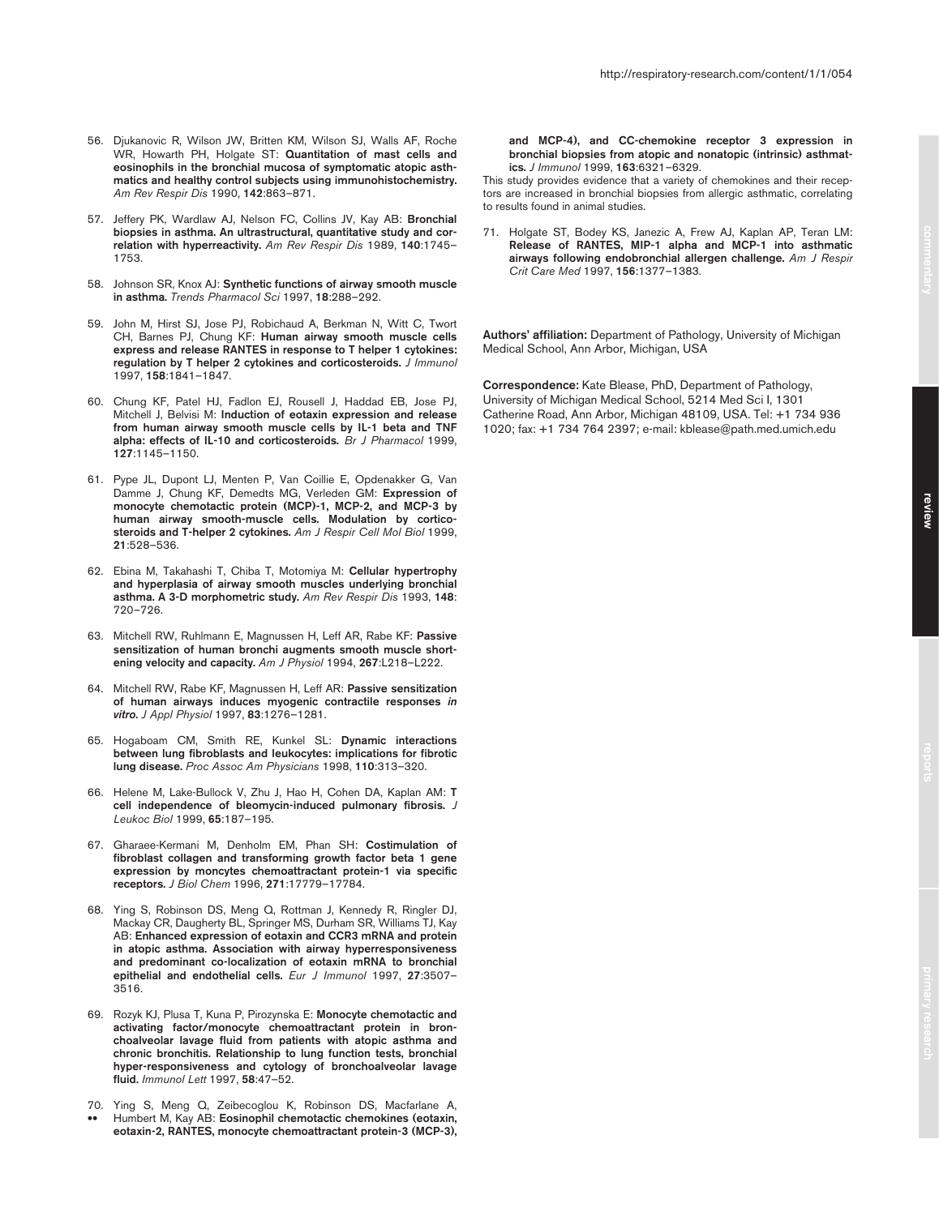56. Djukanovic R, Wilson JW, Britten KM, Wilson SJ, Walls AF, Roche WR, Howarth PH, Holgate ST: **Quantitation of mast cells and eosinophils in the bronchial mucosa of symptomatic atopic asthmatics and healthy control subjects using immunohistochemistry.** *Am Rev Respir Dis* 1990, **142**:863–871.

57. Jeffery PK, Wardlaw AJ, Nelson FC, Collins JV, Kay AB: **Bronchial biopsies in asthma. An ultrastructural, quantitative study and correlation with hyperreactivity.** *Am Rev Respir Dis* 1989, **140**:1745–1753.

58. Johnson SR, Knox AJ: **Synthetic functions of airway smooth muscle in asthma.** *Trends Pharmacol Sci* 1997, **18**:288–292.

59. John M, Hirst SJ, Jose PJ, Robichaud A, Berkman N, Witt C, Twort CH, Barnes PJ, Chung KF: **Human airway smooth muscle cells express and release RANTES in response to T helper 1 cytokines: regulation by T helper 2 cytokines and corticosteroids.** *J Immunol* 1997, **158**:1841–1847.

60. Chung KF, Patel HJ, Fadlon EJ, Rousell J, Haddad EB, Jose PJ, Mitchell J, Belvisi M: **Induction of eotaxin expression and release from human airway smooth muscle cells by IL-1 beta and TNF alpha: effects of IL-10 and corticosteroids.** *Br J Pharmacol* 1999, **127**:1145–1150.

61. Pype JL, Dupont LJ, Menten P, Van Coillie E, Opdenakker G, Van Damme J, Chung KF, Demedts MG, Verleden GM: **Expression of monocyte chemotactic protein (MCP)-1, MCP-2, and MCP-3 by human airway smooth-muscle cells. Modulation by corticosteroids and T-helper 2 cytokines.** *Am J Respir Cell Mol Biol* 1999, **21**:528–536.

62. Ebina M, Takahashi T, Chiba T, Motomiya M: **Cellular hypertrophy and hyperplasia of airway smooth muscles underlying bronchial asthma. A 3-D morphometric study.** *Am Rev Respir Dis* 1993, **148**: 720–726.

63. Mitchell RW, Ruhlmann E, Magnussen H, Leff AR, Rabe KF: **Passive sensitization of human bronchi augments smooth muscle shortening velocity and capacity.** *Am J Physiol* 1994, **267**:L218–L222.

64. Mitchell RW, Rabe KF, Magnussen H, Leff AR: **Passive sensitization of human airways induces myogenic contractile responses *in vitro*.** *J Appl Physiol* 1997, **83**:1276–1281.

65. Hogaboam CM, Smith RE, Kunkel SL: **Dynamic interactions between lung fibroblasts and leukocytes: implications for fibrotic lung disease.** *Proc Assoc Am Physicians* 1998, **110**:313–320.

66. Helene M, Lake-Bullock V, Zhu J, Hao H, Cohen DA, Kaplan AM: **T cell independence of bleomycin-induced pulmonary fibrosis.** *J Leukoc Biol* 1999, **65**:187–195.

67. Gharaee-Kermani M, Denholm EM, Phan SH: **Costimulation of fibroblast collagen and transforming growth factor beta 1 gene expression by moncytes chemoattractant protein-1 via specific receptors.** *J Biol Chem* 1996, **271**:17779–17784.

68. Ying S, Robinson DS, Meng Q, Rottman J, Kennedy R, Ringler DJ, Mackay CR, Daugherty BL, Springer MS, Durham SR, Williams TJ, Kay AB: **Enhanced expression of eotaxin and CCR3 mRNA and protein in atopic asthma. Association with airway hyperresponsiveness and predominant co-localization of eotaxin mRNA to bronchial epithelial and endothelial cells.** *Eur J Immunol* 1997, **27**:3507–3516.

69. Rozyk KJ, Plusa T, Kuna P, Pirozynska E: **Monocyte chemotactic and activating factor/monocyte chemoattractant protein in bronchoalveolar lavage fluid from patients with atopic asthma and chronic bronchitis. Relationship to lung function tests, bronchial hyper-responsiveness and cytology of bronchoalveolar lavage fluid.** *Immunol Lett* 1997, **58**:47–52.

70. •• Ying S, Meng Q, Zeibecoglou K, Robinson DS, Macfarlane A, Humbert M, Kay AB: **Eosinophil chemotactic chemokines (eotaxin, eotaxin-2, RANTES, monocyte chemoattractant protein-3 (MCP-3), and MCP-4), and CC-chemokine receptor 3 expression in bronchial biopsies from atopic and nonatopic (intrinsic) asthmatics.** *J Immunol* 1999, **163**:6321–6329.

This study provides evidence that a variety of chemokines and their receptors are increased in bronchial biopsies from allergic asthmatic, correlating to results found in animal studies.

71. Holgate ST, Bodey KS, Janezic A, Frew AJ, Kaplan AP, Teran LM: **Release of RANTES, MIP-1 alpha and MCP-1 into asthmatic airways following endobronchial allergen challenge.** *Am J Respir Crit Care Med* 1997, **156**:1377–1383.

**Authors' affiliation:** Department of Pathology, University of Michigan Medical School, Ann Arbor, Michigan, USA

**Correspondence:** Kate Blease, PhD, Department of Pathology, University of Michigan Medical School, 5214 Med Sci I, 1301 Catherine Road, Ann Arbor, Michigan 48109, USA. Tel: +1 734 936 1020; fax: +1 734 764 2397; e-mail: kblease@path.med.umich.edu